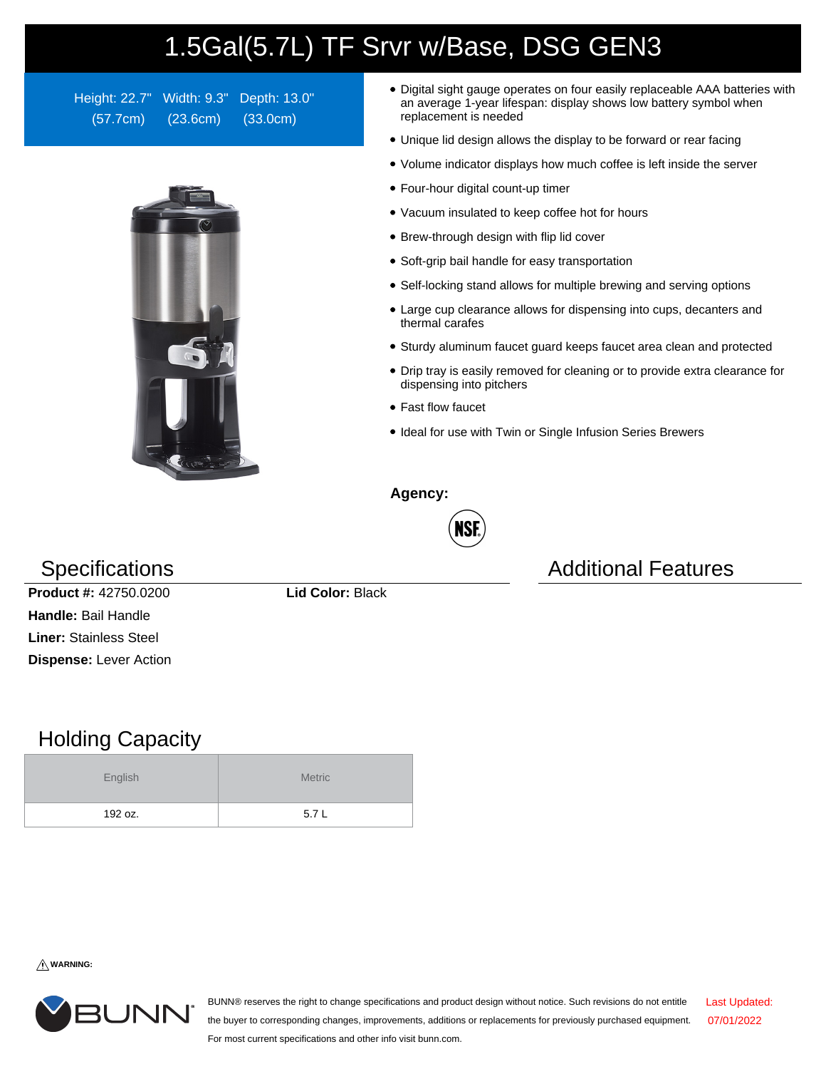# 1.5Gal(5.7L) TF Srvr w/Base, DSG GEN3

Height: 22.7" (57.7cm) Width: 9.3" (23.6cm) Depth: 13.0" (33.0cm)

- Digital sight gauge operates on four easily replaceable AAA batteries with an average 1-year lifespan: display shows low battery symbol when replacement is needed
- Unique lid design allows the display to be forward or rear facing
- Volume indicator displays how much coffee is left inside the server
- Four-hour digital count-up timer
- Vacuum insulated to keep coffee hot for hours
- Brew-through design with flip lid cover
- Soft-grip bail handle for easy transportation
- Self-locking stand allows for multiple brewing and serving options
- Large cup clearance allows for dispensing into cups, decanters and thermal carafes
- Sturdy aluminum faucet guard keeps faucet area clean and protected
- Drip tray is easily removed for cleaning or to provide extra clearance for dispensing into pitchers
- Fast flow faucet
- Ideal for use with Twin or Single Infusion Series Brewers

**Agency:**

NSF

## Specifications

**Product #:** 42750.0200

**Lid Color:** Black

**Handle:** Bail Handle

**Liner:** Stainless Steel

**Dispense:** Lever Action

## Additional Features

## Holding Capacity

| English | Metric |
|---|---|
| 192 oz. | 5.7 L |

⚠ **WARNING:**

BUNN® reserves the right to change specifications and product design without notice. Such revisions do not entitle the buyer to corresponding changes, improvements, additions or replacements for previously purchased equipment. For most current specifications and other info visit bunn.com.

Last Updated: 07/01/2022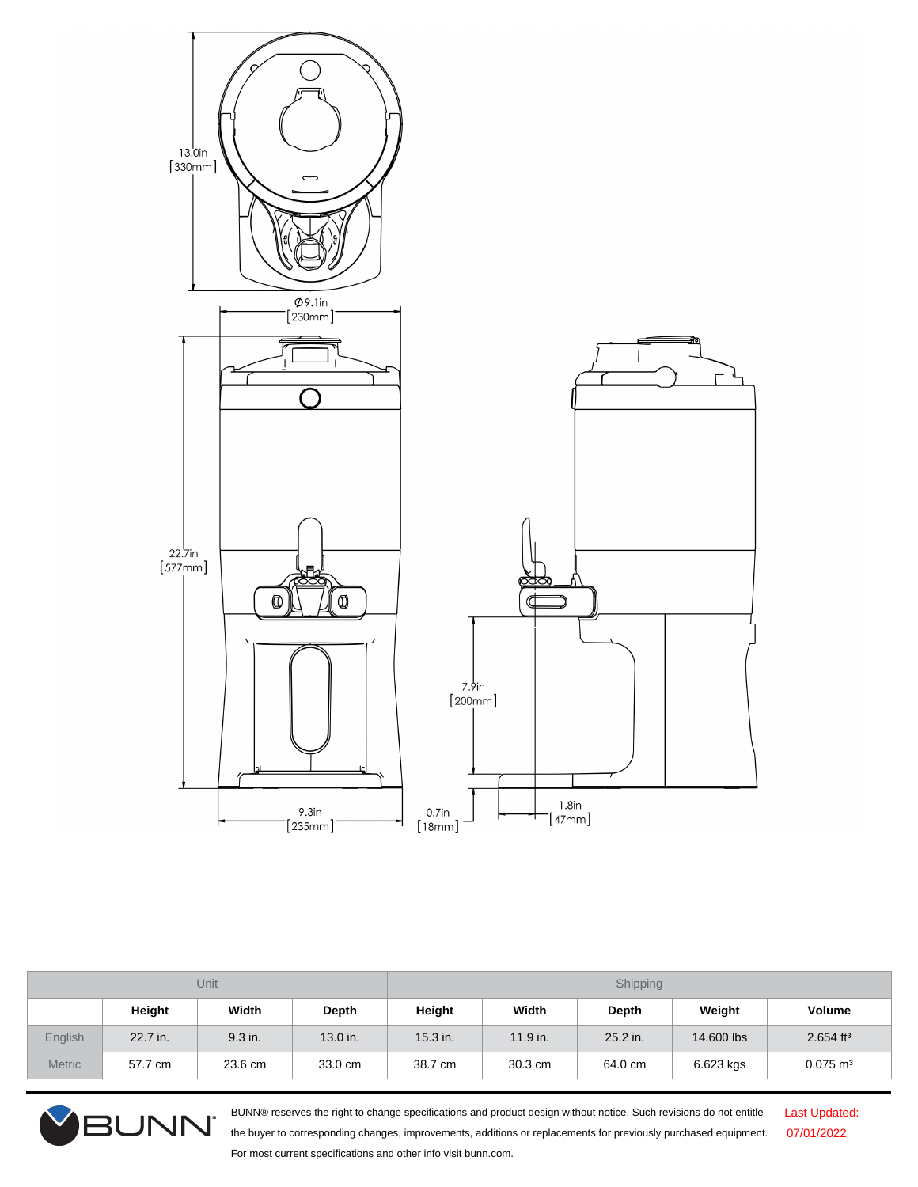13.0in [330mm]

Ø9.1in [230mm]

22.7in [577mm]

7.9in [200mm]

9.3in [235mm]

0.7in [18mm]

1.8in [47mm]

| Unit | | | | Shipping | | | | |
|---|---|---|---|---|---|---|---|---|
| | Height | Width | Depth | Height | Width | Depth | Weight | Volume |
| English | 22.7 in. | 9.3 in. | 13.0 in. | 15.3 in. | 11.9 in. | 25.2 in. | 14.600 lbs | 2.654 $ft^3$ |
| Metric | 57.7 cm | 23.6 cm | 33.0 cm | 38.7 cm | 30.3 cm | 64.0 cm | 6.623 kgs | 0.075 $m^3$ |

BUNN® reserves the right to change specifications and product design without notice. Such revisions do not entitle the buyer to corresponding changes, improvements, additions or replacements for previously purchased equipment. For most current specifications and other info visit bunn.com.

Last Updated: 07/01/2022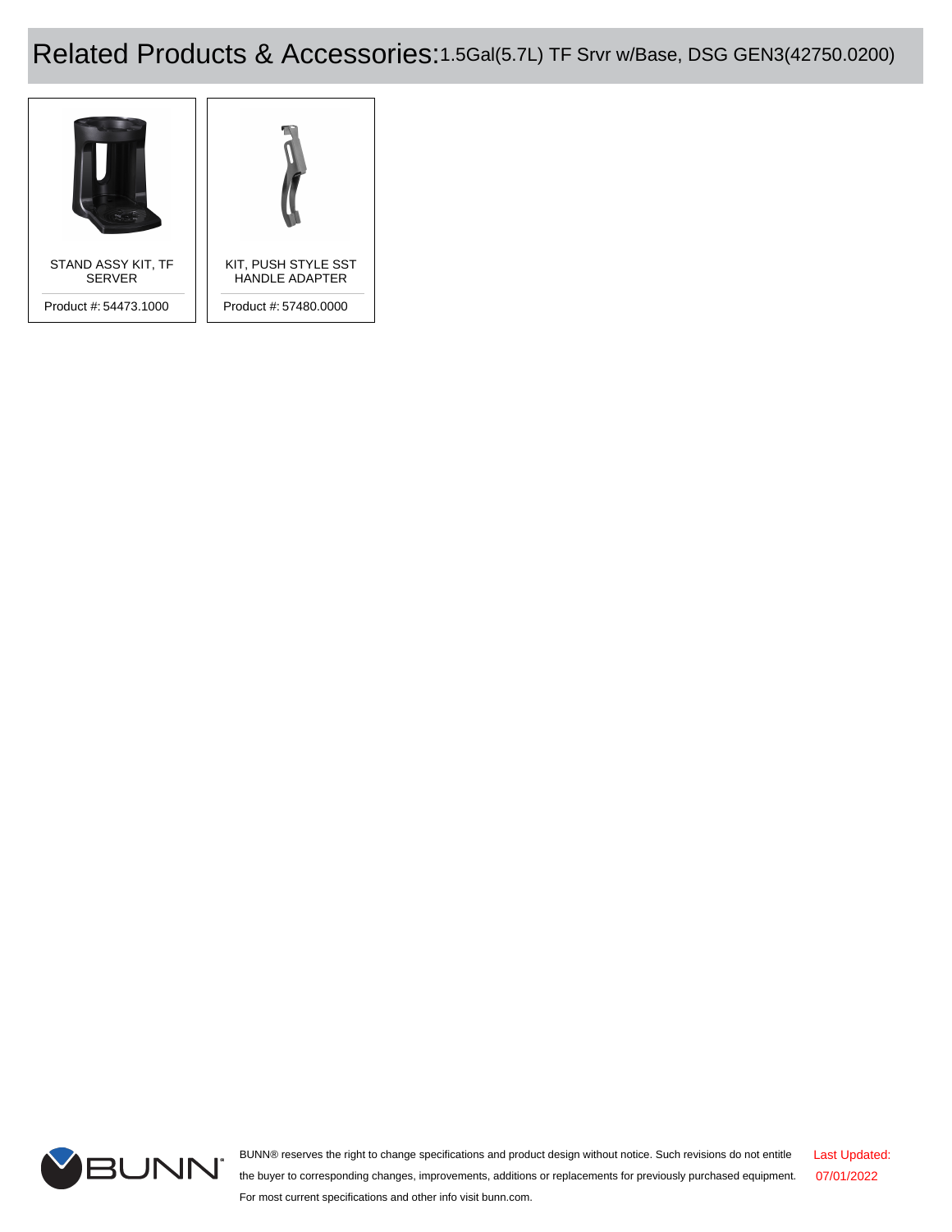# Related Products & Accessories: 1.5Gal(5.7L) TF Srvr w/Base, DSG GEN3(42750.0200)

STAND ASSY KIT, TF SERVER

Product #: 54473.1000

KIT, PUSH STYLE SST HANDLE ADAPTER

Product #: 57480.0000

BUNN® reserves the right to change specifications and product design without notice. Such revisions do not entitle the buyer to corresponding changes, improvements, additions or replacements for previously purchased equipment. For most current specifications and other info visit bunn.com.

Last Updated: 07/01/2022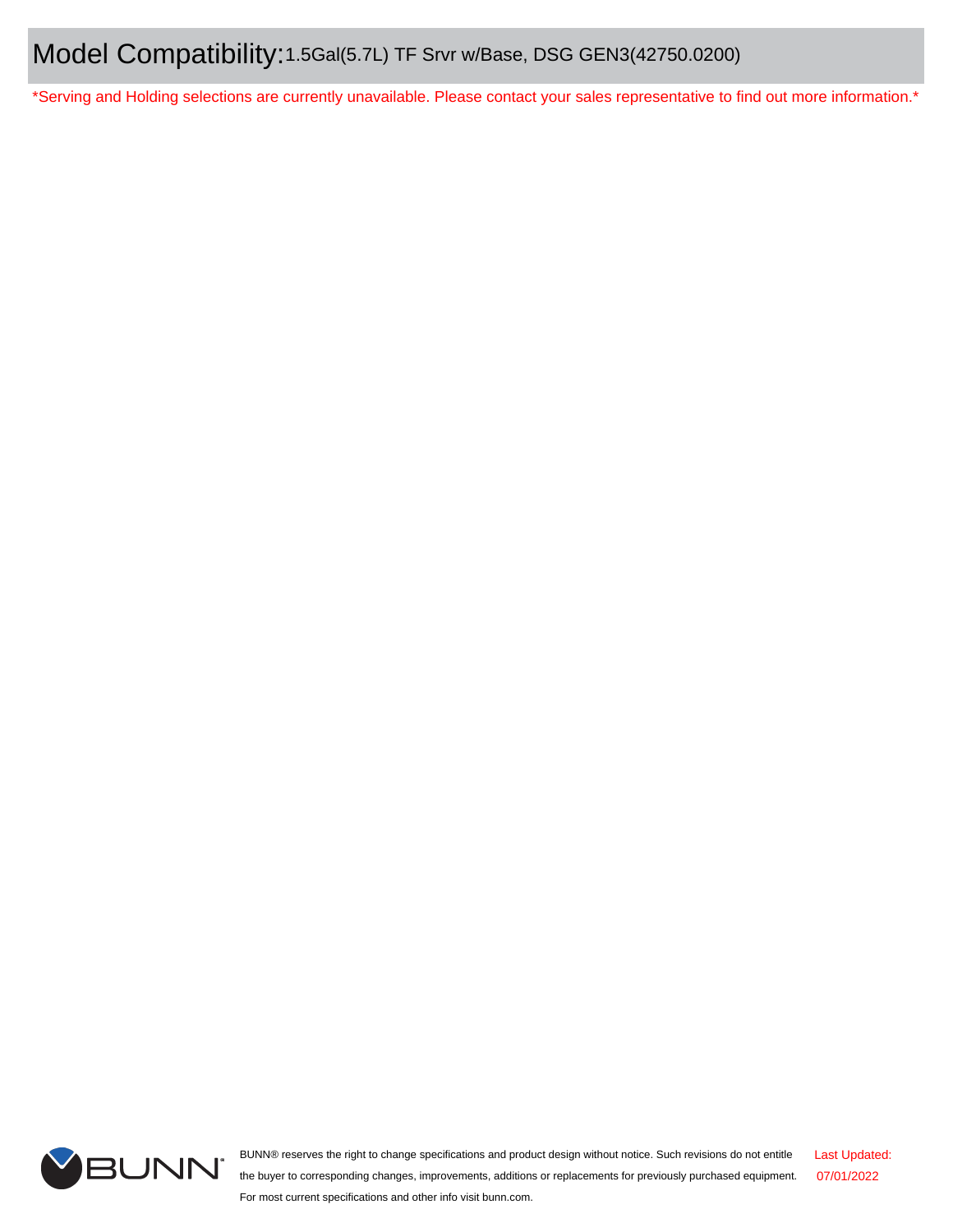# Model Compatibility: 1.5Gal(5.7L) TF Srvr w/Base, DSG GEN3(42750.0200)

*Serving and Holding selections are currently unavailable. Please contact your sales representative to find out more information.*

BUNN® reserves the right to change specifications and product design without notice. Such revisions do not entitle the buyer to corresponding changes, improvements, additions or replacements for previously purchased equipment. For most current specifications and other info visit bunn.com.

Last Updated: 07/01/2022